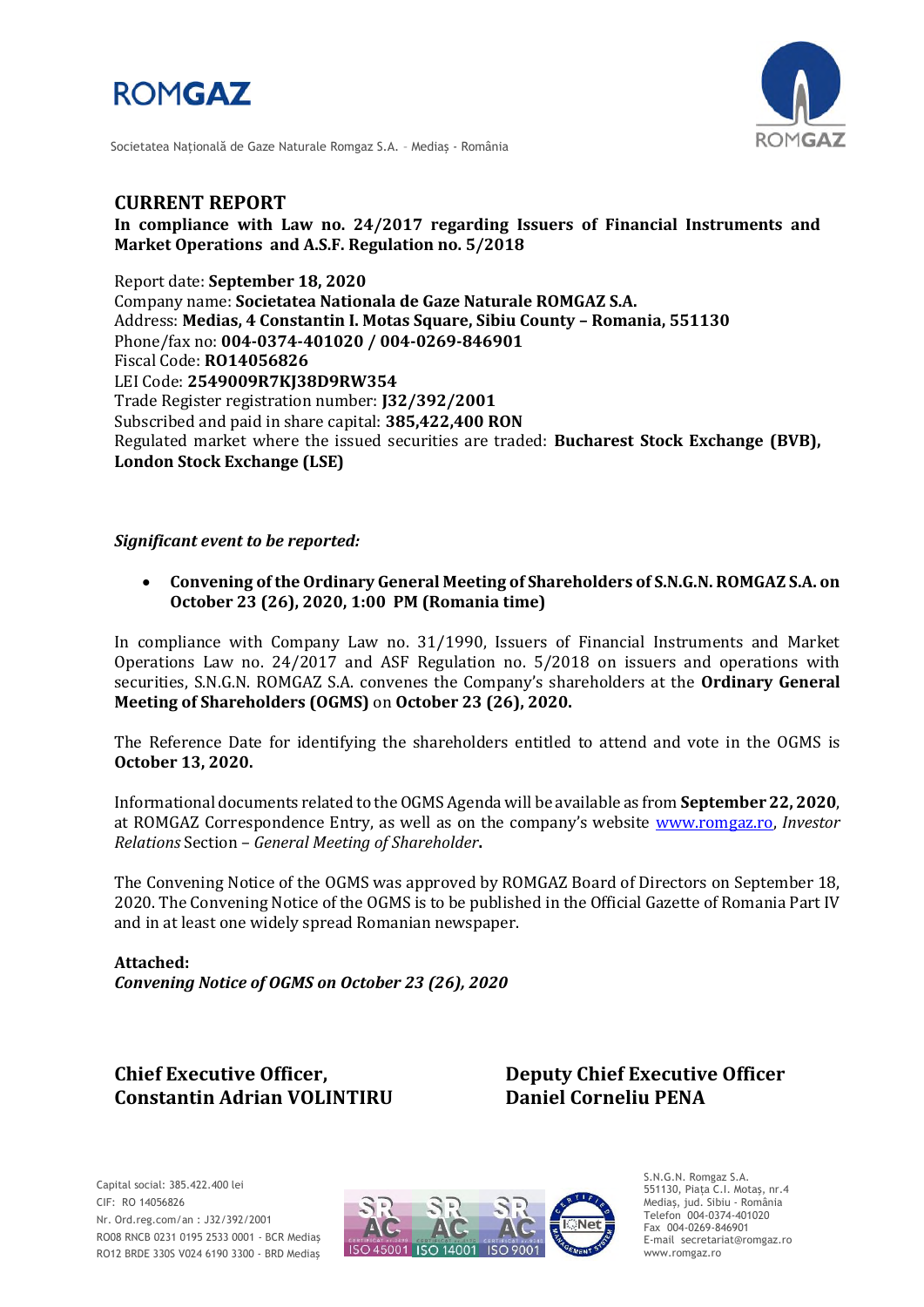ROMGAZ

Societatea Națională de Gaze Naturale Romgaz S.A. – Mediaș - România

## CURRENT REPORT

**In compliance with Law no. 24/2017 regarding Issuers of Financial Instruments and Market Operations and A.S.F. Regulation no. 5/2018**

Report date: **September 18, 2020**
Company name: **Societatea Nationala de Gaze Naturale ROMGAZ S.A.**
Address: **Medias, 4 Constantin I. Motas Square, Sibiu County – Romania, 551130**
Phone/fax no: **004-0374-401020 / 004-0269-846901**
Fiscal Code: **RO14056826**
LEI Code: **2549009R7KJ38D9RW354**
Trade Register registration number: **J32/392/2001**
Subscribed and paid in share capital: **385,422,400 RON**
Regulated market where the issued securities are traded: **Bucharest Stock Exchange (BVB), London Stock Exchange (LSE)**

***Significant event to be reported:***

- **Convening of the Ordinary General Meeting of Shareholders of S.N.G.N. ROMGAZ S.A. on October 23 (26), 2020, 1:00 PM (Romania time)**

In compliance with Company Law no. 31/1990, Issuers of Financial Instruments and Market Operations Law no. 24/2017 and ASF Regulation no. 5/2018 on issuers and operations with securities, S.N.G.N. ROMGAZ S.A. convenes the Company's shareholders at the **Ordinary General Meeting of Shareholders (OGMS)** on **October 23 (26), 2020.**

The Reference Date for identifying the shareholders entitled to attend and vote in the OGMS is **October 13, 2020.**

Informational documents related to the OGMS Agenda will be available as from **September 22, 2020**, at ROMGAZ Correspondence Entry, as well as on the company's website www.romgaz.ro, *Investor Relations* Section – *General Meeting of Shareholder*.

The Convening Notice of the OGMS was approved by ROMGAZ Board of Directors on September 18, 2020. The Convening Notice of the OGMS is to be published in the Official Gazette of Romania Part IV and in at least one widely spread Romanian newspaper.

**Attached:**
***Convening Notice of OGMS on October 23 (26), 2020***

**Chief Executive Officer,**
**Constantin Adrian VOLINTIRU**

**Deputy Chief Executive Officer**
**Daniel Corneliu PENA**

Capital social: 385.422.400 lei
CIF: RO 14056826
Nr. Ord.reg.com/an : J32/392/2001
RO08 RNCB 0231 0195 2533 0001 - BCR Mediaș
RO12 BRDE 330S V024 6190 3300 - BRD Mediaș

S.N.G.N. Romgaz S.A.
551130, Piața C.I. Motaș, nr.4
Mediaș, jud. Sibiu - România
Telefon 004-0374-401020
Fax 004-0269-846901
E-mail secretariat@romgaz.ro
www.romgaz.ro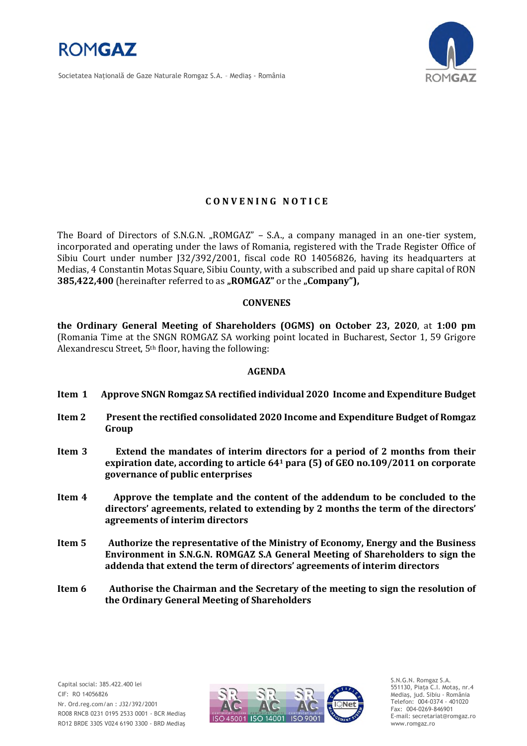# CONVENING NOTICE

The Board of Directors of S.N.G.N. „ROMGAZ" – S.A., a company managed in an one-tier system, incorporated and operating under the laws of Romania, registered with the Trade Register Office of Sibiu Court under number J32/392/2001, fiscal code RO 14056826, having its headquarters at Medias, 4 Constantin Motas Square, Sibiu County, with a subscribed and paid up share capital of RON **385,422,400** (hereinafter referred to as **„ROMGAZ"** or the **„Company"),**

**CONVENES**

**the Ordinary General Meeting of Shareholders (OGMS) on October 23, 2020**, at **1:00 pm** (Romania Time at the SNGN ROMGAZ SA working point located in Bucharest, Sector 1, 59 Grigore Alexandrescu Street, 5th floor, having the following:

**AGENDA**

**Item 1** **Approve SNGN Romgaz SA rectified individual 2020 Income and Expenditure Budget**

**Item 2** **Present the rectified consolidated 2020 Income and Expenditure Budget of Romgaz Group**

**Item 3** **Extend the mandates of interim directors for a period of 2 months from their expiration date, according to article 64[1] para (5) of GEO no.109/2011 on corporate governance of public enterprises**

**Item 4** **Approve the template and the content of the addendum to be concluded to the directors' agreements, related to extending by 2 months the term of the directors' agreements of interim directors**

**Item 5** **Authorize the representative of the Ministry of Economy, Energy and the Business Environment in S.N.G.N. ROMGAZ S.A General Meeting of Shareholders to sign the addenda that extend the term of directors' agreements of interim directors**

**Item 6** **Authorise the Chairman and the Secretary of the meeting to sign the resolution of the Ordinary General Meeting of Shareholders**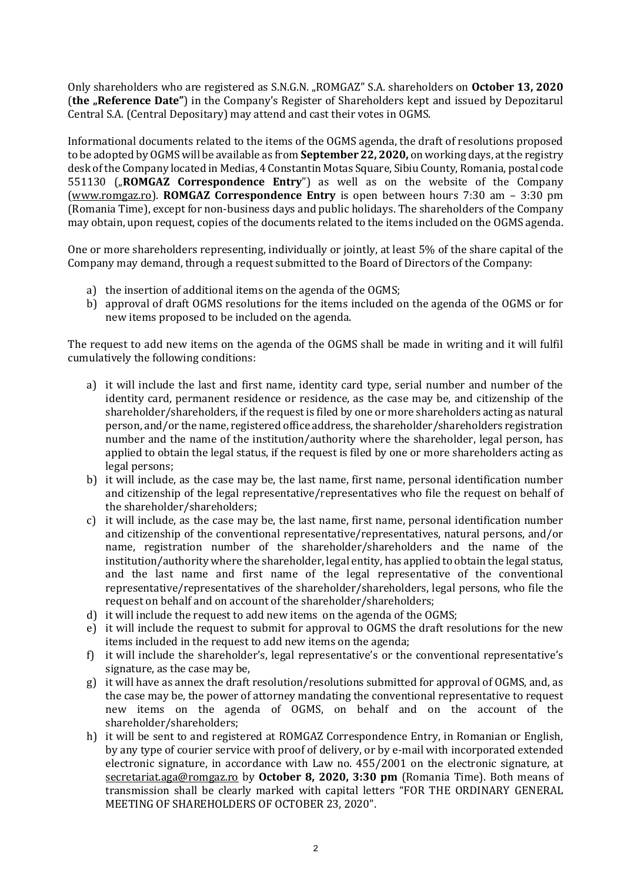Only shareholders who are registered as S.N.G.N. „ROMGAZ" S.A. shareholders on **October 13, 2020** (**the „Reference Date"**) in the Company's Register of Shareholders kept and issued by Depozitarul Central S.A. (Central Depositary) may attend and cast their votes in OGMS.

Informational documents related to the items of the OGMS agenda, the draft of resolutions proposed to be adopted by OGMS will be available as from **September 22, 2020,** on working days, at the registry desk of the Company located in Medias, 4 Constantin Motas Square, Sibiu County, Romania, postal code 551130 („**ROMGAZ Correspondence Entry**") as well as on the website of the Company (www.romgaz.ro). **ROMGAZ Correspondence Entry** is open between hours 7:30 am – 3:30 pm (Romania Time), except for non-business days and public holidays. The shareholders of the Company may obtain, upon request, copies of the documents related to the items included on the OGMS agenda.

One or more shareholders representing, individually or jointly, at least 5% of the share capital of the Company may demand, through a request submitted to the Board of Directors of the Company:

a) the insertion of additional items on the agenda of the OGMS;
b) approval of draft OGMS resolutions for the items included on the agenda of the OGMS or for new items proposed to be included on the agenda.

The request to add new items on the agenda of the OGMS shall be made in writing and it will fulfil cumulatively the following conditions:

a) it will include the last and first name, identity card type, serial number and number of the identity card, permanent residence or residence, as the case may be, and citizenship of the shareholder/shareholders, if the request is filed by one or more shareholders acting as natural person, and/or the name, registered office address, the shareholder/shareholders registration number and the name of the institution/authority where the shareholder, legal person, has applied to obtain the legal status, if the request is filed by one or more shareholders acting as legal persons;
b) it will include, as the case may be, the last name, first name, personal identification number and citizenship of the legal representative/representatives who file the request on behalf of the shareholder/shareholders;
c) it will include, as the case may be, the last name, first name, personal identification number and citizenship of the conventional representative/representatives, natural persons, and/or name, registration number of the shareholder/shareholders and the name of the institution/authority where the shareholder, legal entity, has applied to obtain the legal status, and the last name and first name of the legal representative of the conventional representative/representatives of the shareholder/shareholders, legal persons, who file the request on behalf and on account of the shareholder/shareholders;
d) it will include the request to add new items on the agenda of the OGMS;
e) it will include the request to submit for approval to OGMS the draft resolutions for the new items included in the request to add new items on the agenda;
f) it will include the shareholder's, legal representative's or the conventional representative's signature, as the case may be,
g) it will have as annex the draft resolution/resolutions submitted for approval of OGMS, and, as the case may be, the power of attorney mandating the conventional representative to request new items on the agenda of OGMS, on behalf and on the account of the shareholder/shareholders;
h) it will be sent to and registered at ROMGAZ Correspondence Entry, in Romanian or English, by any type of courier service with proof of delivery, or by e-mail with incorporated extended electronic signature, in accordance with Law no. 455/2001 on the electronic signature, at secretariat.aga@romgaz.ro by **October 8, 2020, 3:30 pm** (Romania Time). Both means of transmission shall be clearly marked with capital letters "FOR THE ORDINARY GENERAL MEETING OF SHAREHOLDERS OF OCTOBER 23, 2020".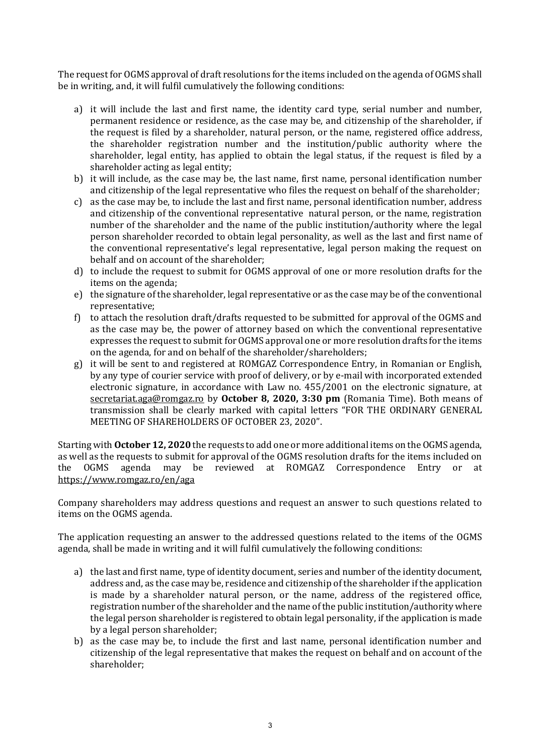The request for OGMS approval of draft resolutions for the items included on the agenda of OGMS shall be in writing, and, it will fulfil cumulatively the following conditions:

a) it will include the last and first name, the identity card type, serial number and number, permanent residence or residence, as the case may be, and citizenship of the shareholder, if the request is filed by a shareholder, natural person, or the name, registered office address, the shareholder registration number and the institution/public authority where the shareholder, legal entity, has applied to obtain the legal status, if the request is filed by a shareholder acting as legal entity;
b) it will include, as the case may be, the last name, first name, personal identification number and citizenship of the legal representative who files the request on behalf of the shareholder;
c) as the case may be, to include the last and first name, personal identification number, address and citizenship of the conventional representative natural person, or the name, registration number of the shareholder and the name of the public institution/authority where the legal person shareholder recorded to obtain legal personality, as well as the last and first name of the conventional representative's legal representative, legal person making the request on behalf and on account of the shareholder;
d) to include the request to submit for OGMS approval of one or more resolution drafts for the items on the agenda;
e) the signature of the shareholder, legal representative or as the case may be of the conventional representative;
f) to attach the resolution draft/drafts requested to be submitted for approval of the OGMS and as the case may be, the power of attorney based on which the conventional representative expresses the request to submit for OGMS approval one or more resolution drafts for the items on the agenda, for and on behalf of the shareholder/shareholders;
g) it will be sent to and registered at ROMGAZ Correspondence Entry, in Romanian or English, by any type of courier service with proof of delivery, or by e-mail with incorporated extended electronic signature, in accordance with Law no. 455/2001 on the electronic signature, at secretariat.aga@romgaz.ro by **October 8, 2020, 3:30 pm** (Romania Time). Both means of transmission shall be clearly marked with capital letters "FOR THE ORDINARY GENERAL MEETING OF SHAREHOLDERS OF OCTOBER 23, 2020".

Starting with **October 12, 2020** the requests to add one or more additional items on the OGMS agenda, as well as the requests to submit for approval of the OGMS resolution drafts for the items included on the OGMS agenda may be reviewed at ROMGAZ Correspondence Entry or at https://www.romgaz.ro/en/aga

Company shareholders may address questions and request an answer to such questions related to items on the OGMS agenda.

The application requesting an answer to the addressed questions related to the items of the OGMS agenda, shall be made in writing and it will fulfil cumulatively the following conditions:

a) the last and first name, type of identity document, series and number of the identity document, address and, as the case may be, residence and citizenship of the shareholder if the application is made by a shareholder natural person, or the name, address of the registered office, registration number of the shareholder and the name of the public institution/authority where the legal person shareholder is registered to obtain legal personality, if the application is made by a legal person shareholder;
b) as the case may be, to include the first and last name, personal identification number and citizenship of the legal representative that makes the request on behalf and on account of the shareholder;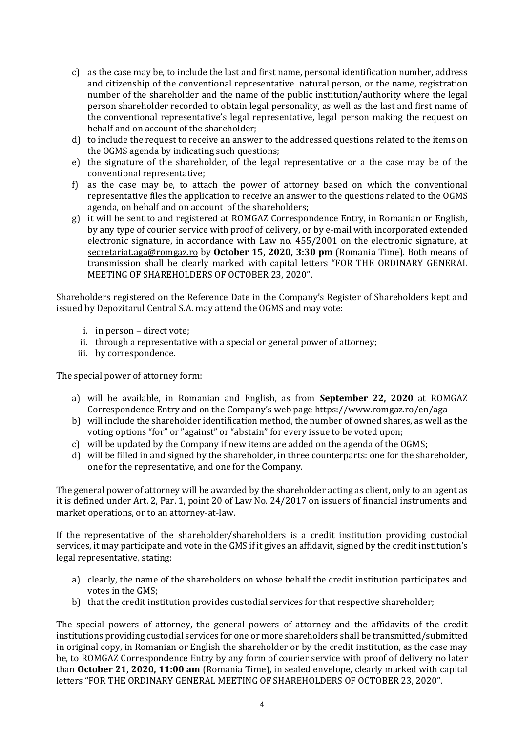c) as the case may be, to include the last and first name, personal identification number, address and citizenship of the conventional representative natural person, or the name, registration number of the shareholder and the name of the public institution/authority where the legal person shareholder recorded to obtain legal personality, as well as the last and first name of the conventional representative's legal representative, legal person making the request on behalf and on account of the shareholder;
d) to include the request to receive an answer to the addressed questions related to the items on the OGMS agenda by indicating such questions;
e) the signature of the shareholder, of the legal representative or a the case may be of the conventional representative;
f) as the case may be, to attach the power of attorney based on which the conventional representative files the application to receive an answer to the questions related to the OGMS agenda, on behalf and on account of the shareholders;
g) it will be sent to and registered at ROMGAZ Correspondence Entry, in Romanian or English, by any type of courier service with proof of delivery, or by e-mail with incorporated extended electronic signature, in accordance with Law no. 455/2001 on the electronic signature, at secretariat.aga@romgaz.ro by **October 15, 2020, 3:30 pm** (Romania Time). Both means of transmission shall be clearly marked with capital letters "FOR THE ORDINARY GENERAL MEETING OF SHAREHOLDERS OF OCTOBER 23, 2020".

Shareholders registered on the Reference Date in the Company's Register of Shareholders kept and issued by Depozitarul Central S.A. may attend the OGMS and may vote:

i. in person – direct vote;
ii. through a representative with a special or general power of attorney;
iii. by correspondence.

The special power of attorney form:

a) will be available, in Romanian and English, as from **September 22, 2020** at ROMGAZ Correspondence Entry and on the Company's web page https://www.romgaz.ro/en/aga
b) will include the shareholder identification method, the number of owned shares, as well as the voting options "for" or "against" or "abstain" for every issue to be voted upon;
c) will be updated by the Company if new items are added on the agenda of the OGMS;
d) will be filled in and signed by the shareholder, in three counterparts: one for the shareholder, one for the representative, and one for the Company.

The general power of attorney will be awarded by the shareholder acting as client, only to an agent as it is defined under Art. 2, Par. 1, point 20 of Law No. 24/2017 on issuers of financial instruments and market operations, or to an attorney-at-law.

If the representative of the shareholder/shareholders is a credit institution providing custodial services, it may participate and vote in the GMS if it gives an affidavit, signed by the credit institution's legal representative, stating:

a) clearly, the name of the shareholders on whose behalf the credit institution participates and votes in the GMS;
b) that the credit institution provides custodial services for that respective shareholder;

The special powers of attorney, the general powers of attorney and the affidavits of the credit institutions providing custodial services for one or more shareholders shall be transmitted/submitted in original copy, in Romanian or English the shareholder or by the credit institution, as the case may be, to ROMGAZ Correspondence Entry by any form of courier service with proof of delivery no later than **October 21, 2020, 11:00 am** (Romania Time), in sealed envelope, clearly marked with capital letters "FOR THE ORDINARY GENERAL MEETING OF SHAREHOLDERS OF OCTOBER 23, 2020".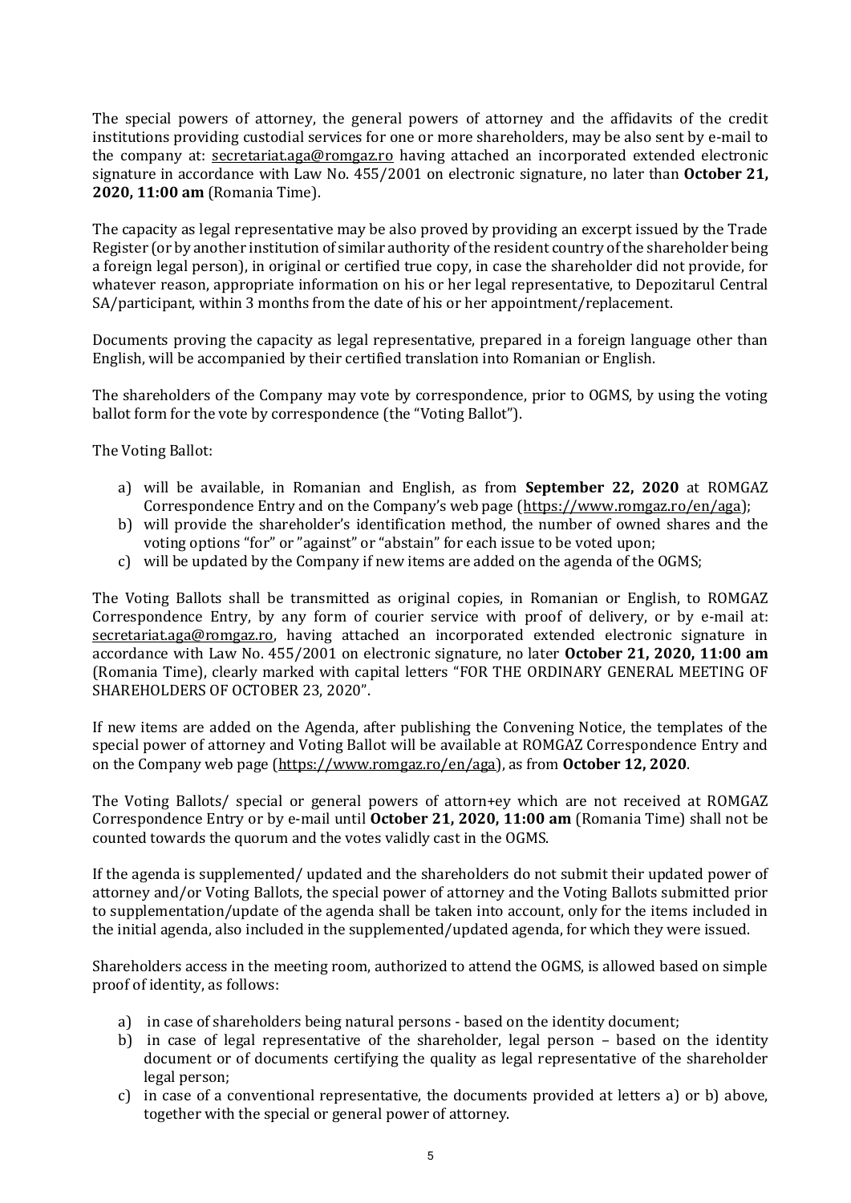The special powers of attorney, the general powers of attorney and the affidavits of the credit institutions providing custodial services for one or more shareholders, may be also sent by e-mail to the company at: secretariat.aga@romgaz.ro having attached an incorporated extended electronic signature in accordance with Law No. 455/2001 on electronic signature, no later than **October 21, 2020, 11:00 am** (Romania Time).

The capacity as legal representative may be also proved by providing an excerpt issued by the Trade Register (or by another institution of similar authority of the resident country of the shareholder being a foreign legal person), in original or certified true copy, in case the shareholder did not provide, for whatever reason, appropriate information on his or her legal representative, to Depozitarul Central SA/participant, within 3 months from the date of his or her appointment/replacement.

Documents proving the capacity as legal representative, prepared in a foreign language other than English, will be accompanied by their certified translation into Romanian or English.

The shareholders of the Company may vote by correspondence, prior to OGMS, by using the voting ballot form for the vote by correspondence (the "Voting Ballot").

The Voting Ballot:

a) will be available, in Romanian and English, as from **September 22, 2020** at ROMGAZ Correspondence Entry and on the Company's web page (https://www.romgaz.ro/en/aga);
b) will provide the shareholder's identification method, the number of owned shares and the voting options "for" or "against" or "abstain" for each issue to be voted upon;
c) will be updated by the Company if new items are added on the agenda of the OGMS;

The Voting Ballots shall be transmitted as original copies, in Romanian or English, to ROMGAZ Correspondence Entry, by any form of courier service with proof of delivery, or by e-mail at: secretariat.aga@romgaz.ro, having attached an incorporated extended electronic signature in accordance with Law No. 455/2001 on electronic signature, no later **October 21, 2020, 11:00 am** (Romania Time), clearly marked with capital letters "FOR THE ORDINARY GENERAL MEETING OF SHAREHOLDERS OF OCTOBER 23, 2020".

If new items are added on the Agenda, after publishing the Convening Notice, the templates of the special power of attorney and Voting Ballot will be available at ROMGAZ Correspondence Entry and on the Company web page (https://www.romgaz.ro/en/aga), as from **October 12, 2020**.

The Voting Ballots/ special or general powers of attorn+ey which are not received at ROMGAZ Correspondence Entry or by e-mail until **October 21, 2020, 11:00 am** (Romania Time) shall not be counted towards the quorum and the votes validly cast in the OGMS.

If the agenda is supplemented/ updated and the shareholders do not submit their updated power of attorney and/or Voting Ballots, the special power of attorney and the Voting Ballots submitted prior to supplementation/update of the agenda shall be taken into account, only for the items included in the initial agenda, also included in the supplemented/updated agenda, for which they were issued.

Shareholders access in the meeting room, authorized to attend the OGMS, is allowed based on simple proof of identity, as follows:

a) in case of shareholders being natural persons - based on the identity document;
b) in case of legal representative of the shareholder, legal person – based on the identity document or of documents certifying the quality as legal representative of the shareholder legal person;
c) in case of a conventional representative, the documents provided at letters a) or b) above, together with the special or general power of attorney.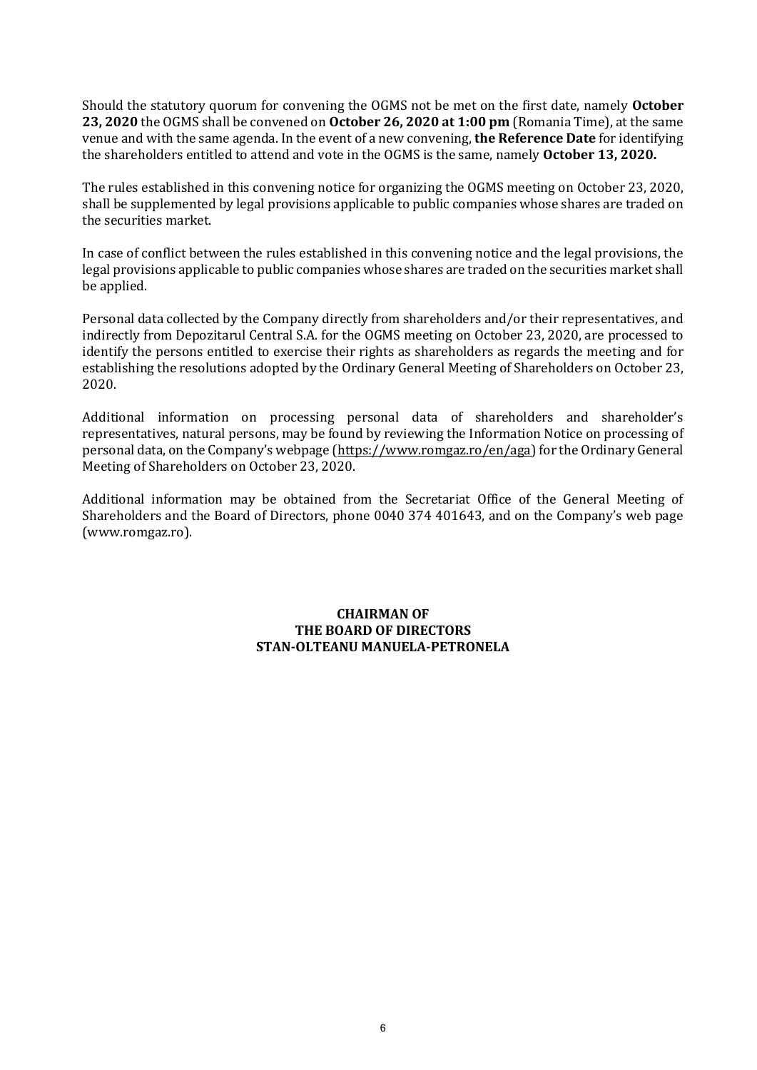Should the statutory quorum for convening the OGMS not be met on the first date, namely **October 23, 2020** the OGMS shall be convened on **October 26, 2020 at 1:00 pm** (Romania Time), at the same venue and with the same agenda. In the event of a new convening, **the Reference Date** for identifying the shareholders entitled to attend and vote in the OGMS is the same, namely **October 13, 2020.**

The rules established in this convening notice for organizing the OGMS meeting on October 23, 2020, shall be supplemented by legal provisions applicable to public companies whose shares are traded on the securities market.

In case of conflict between the rules established in this convening notice and the legal provisions, the legal provisions applicable to public companies whose shares are traded on the securities market shall be applied.

Personal data collected by the Company directly from shareholders and/or their representatives, and indirectly from Depozitarul Central S.A. for the OGMS meeting on October 23, 2020, are processed to identify the persons entitled to exercise their rights as shareholders as regards the meeting and for establishing the resolutions adopted by the Ordinary General Meeting of Shareholders on October 23, 2020.

Additional information on processing personal data of shareholders and shareholder's representatives, natural persons, may be found by reviewing the Information Notice on processing of personal data, on the Company's webpage (https://www.romgaz.ro/en/aga) for the Ordinary General Meeting of Shareholders on October 23, 2020.

Additional information may be obtained from the Secretariat Office of the General Meeting of Shareholders and the Board of Directors, phone 0040 374 401643, and on the Company's web page (www.romgaz.ro).

**CHAIRMAN OF**
**THE BOARD OF DIRECTORS**
**STAN-OLTEANU MANUELA-PETRONELA**